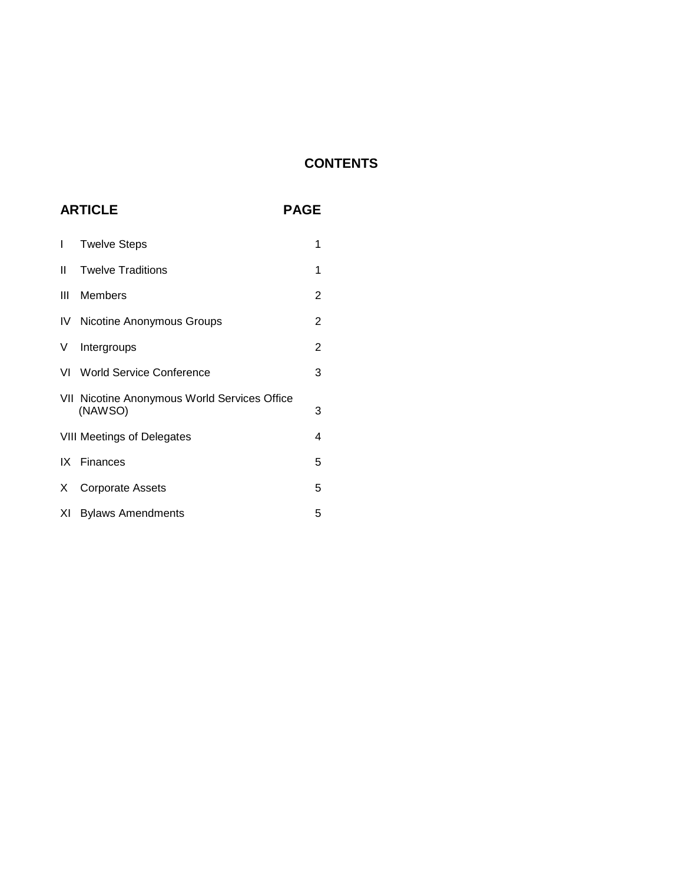# CONTENTS

| ARTICLE | | PAGE |
|---|---|---|
| I | Twelve Steps | 1 |
| II | Twelve Traditions | 1 |
| III | Members | 2 |
| IV | Nicotine Anonymous Groups | 2 |
| V | Intergroups | 2 |
| VI | World Service Conference | 3 |
| VII | Nicotine Anonymous World Services Office (NAWSO) | 3 |
| VIII | Meetings of Delegates | 4 |
| IX | Finances | 5 |
| X | Corporate Assets | 5 |
| XI | Bylaws Amendments | 5 |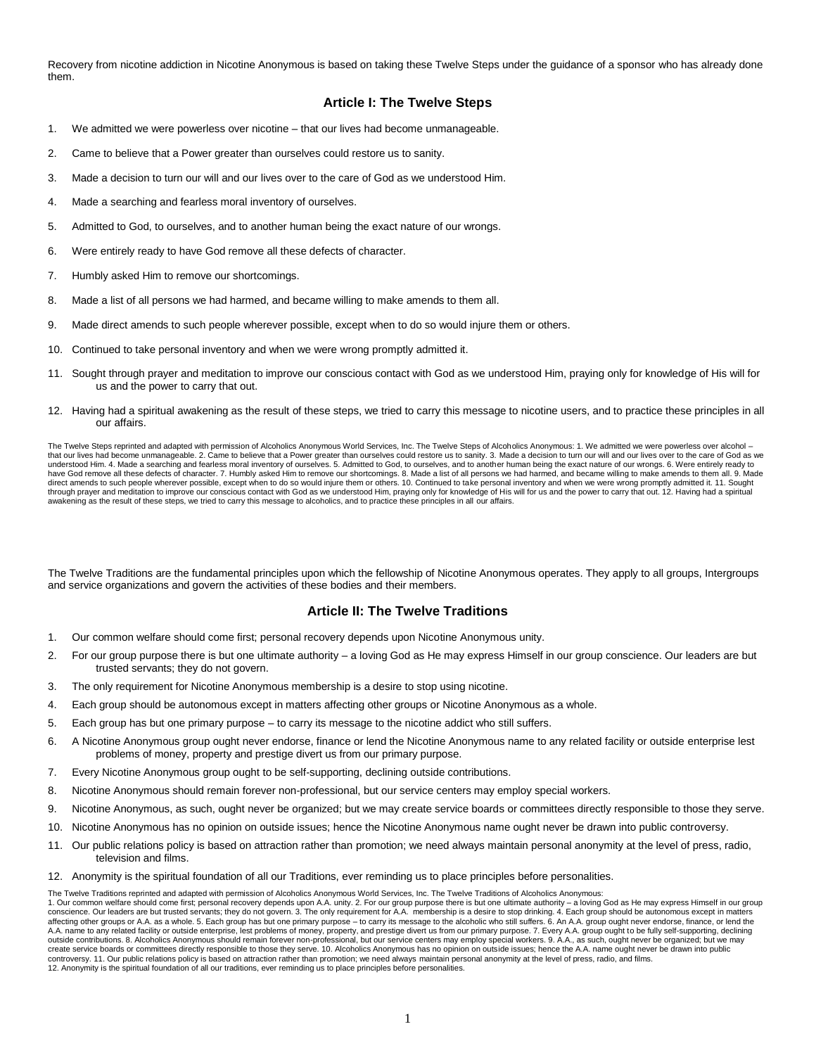Recovery from nicotine addiction in Nicotine Anonymous is based on taking these Twelve Steps under the guidance of a sponsor who has already done them.

## Article I: The Twelve Steps

1. We admitted we were powerless over nicotine – that our lives had become unmanageable.
2. Came to believe that a Power greater than ourselves could restore us to sanity.
3. Made a decision to turn our will and our lives over to the care of God as we understood Him.
4. Made a searching and fearless moral inventory of ourselves.
5. Admitted to God, to ourselves, and to another human being the exact nature of our wrongs.
6. Were entirely ready to have God remove all these defects of character.
7. Humbly asked Him to remove our shortcomings.
8. Made a list of all persons we had harmed, and became willing to make amends to them all.
9. Made direct amends to such people wherever possible, except when to do so would injure them or others.
10. Continued to take personal inventory and when we were wrong promptly admitted it.
11. Sought through prayer and meditation to improve our conscious contact with God as we understood Him, praying only for knowledge of His will for us and the power to carry that out.
12. Having had a spiritual awakening as the result of these steps, we tried to carry this message to nicotine users, and to practice these principles in all our affairs.

The Twelve Steps reprinted and adapted with permission of Alcoholics Anonymous World Services, Inc. The Twelve Steps of Alcoholics Anonymous: 1. We admitted we were powerless over alcohol – that our lives had become unmanageable. 2. Came to believe that a Power greater than ourselves could restore us to sanity. 3. Made a decision to turn our will and our lives over to the care of God as we understood Him. 4. Made a searching and fearless moral inventory of ourselves. 5. Admitted to God, to ourselves, and to another human being the exact nature of our wrongs. 6. Were entirely ready to have God remove all these defects of character. 7. Humbly asked Him to remove our shortcomings. 8. Made a list of all persons we had harmed, and became willing to make amends to them all. 9. Made direct amends to such people wherever possible, except when to do so would injure them or others. 10. Continued to take personal inventory and when we were wrong promptly admitted it. 11. Sought through prayer and meditation to improve our conscious contact with God as we understood Him, praying only for knowledge of His will for us and the power to carry that out. 12. Having had a spiritual awakening as the result of these steps, we tried to carry this message to alcoholics, and to practice these principles in all our affairs.

The Twelve Traditions are the fundamental principles upon which the fellowship of Nicotine Anonymous operates. They apply to all groups, Intergroups and service organizations and govern the activities of these bodies and their members.

## Article II: The Twelve Traditions

1. Our common welfare should come first; personal recovery depends upon Nicotine Anonymous unity.
2. For our group purpose there is but one ultimate authority – a loving God as He may express Himself in our group conscience. Our leaders are but trusted servants; they do not govern.
3. The only requirement for Nicotine Anonymous membership is a desire to stop using nicotine.
4. Each group should be autonomous except in matters affecting other groups or Nicotine Anonymous as a whole.
5. Each group has but one primary purpose – to carry its message to the nicotine addict who still suffers.
6. A Nicotine Anonymous group ought never endorse, finance or lend the Nicotine Anonymous name to any related facility or outside enterprise lest problems of money, property and prestige divert us from our primary purpose.
7. Every Nicotine Anonymous group ought to be self-supporting, declining outside contributions.
8. Nicotine Anonymous should remain forever non-professional, but our service centers may employ special workers.
9. Nicotine Anonymous, as such, ought never be organized; but we may create service boards or committees directly responsible to those they serve.
10. Nicotine Anonymous has no opinion on outside issues; hence the Nicotine Anonymous name ought never be drawn into public controversy.
11. Our public relations policy is based on attraction rather than promotion; we need always maintain personal anonymity at the level of press, radio, television and films.
12. Anonymity is the spiritual foundation of all our Traditions, ever reminding us to place principles before personalities.

The Twelve Traditions reprinted and adapted with permission of Alcoholics Anonymous World Services, Inc. The Twelve Traditions of Alcoholics Anonymous:
1. Our common welfare should come first; personal recovery depends upon A.A. unity. 2. For our group purpose there is but one ultimate authority – a loving God as He may express Himself in our group conscience. Our leaders are but trusted servants; they do not govern. 3. The only requirement for A.A. membership is a desire to stop drinking. 4. Each group should be autonomous except in matters affecting other groups or A.A. as a whole. 5. Each group has but one primary purpose – to carry its message to the alcoholic who still suffers. 6. An A.A. group ought never endorse, finance, or lend the A.A. name to any related facility or outside enterprise, lest problems of money, property, and prestige divert us from our primary purpose. 7. Every A.A. group ought to be fully self-supporting, declining outside contributions. 8. Alcoholics Anonymous should remain forever non-professional, but our service centers may employ special workers. 9. A.A., as such, ought never be organized; but we may create service boards or committees directly responsible to those they serve. 10. Alcoholics Anonymous has no opinion on outside issues; hence the A.A. name ought never be drawn into public controversy. 11. Our public relations policy is based on attraction rather than promotion; we need always maintain personal anonymity at the level of press, radio, and films.
12. Anonymity is the spiritual foundation of all our traditions, ever reminding us to place principles before personalities.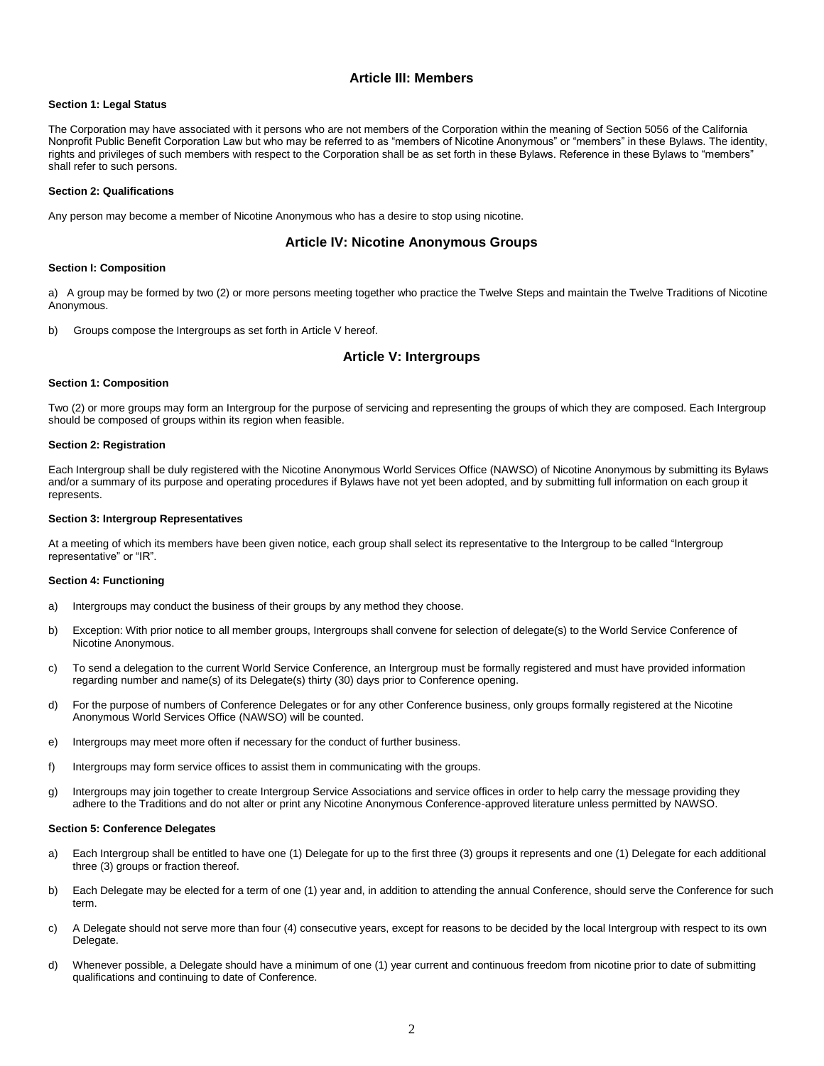## Article III: Members

#### Section 1: Legal Status

The Corporation may have associated with it persons who are not members of the Corporation within the meaning of Section 5056 of the California Nonprofit Public Benefit Corporation Law but who may be referred to as "members of Nicotine Anonymous" or "members" in these Bylaws. The identity, rights and privileges of such members with respect to the Corporation shall be as set forth in these Bylaws. Reference in these Bylaws to "members" shall refer to such persons.

#### Section 2: Qualifications

Any person may become a member of Nicotine Anonymous who has a desire to stop using nicotine.

## Article IV: Nicotine Anonymous Groups

#### Section I: Composition

a) A group may be formed by two (2) or more persons meeting together who practice the Twelve Steps and maintain the Twelve Traditions of Nicotine Anonymous.

b) Groups compose the Intergroups as set forth in Article V hereof.

## Article V: Intergroups

#### Section 1: Composition

Two (2) or more groups may form an Intergroup for the purpose of servicing and representing the groups of which they are composed. Each Intergroup should be composed of groups within its region when feasible.

#### Section 2: Registration

Each Intergroup shall be duly registered with the Nicotine Anonymous World Services Office (NAWSO) of Nicotine Anonymous by submitting its Bylaws and/or a summary of its purpose and operating procedures if Bylaws have not yet been adopted, and by submitting full information on each group it represents.

#### Section 3: Intergroup Representatives

At a meeting of which its members have been given notice, each group shall select its representative to the Intergroup to be called "Intergroup representative" or "IR".

#### Section 4: Functioning

a) Intergroups may conduct the business of their groups by any method they choose.

b) Exception: With prior notice to all member groups, Intergroups shall convene for selection of delegate(s) to the World Service Conference of Nicotine Anonymous.

c) To send a delegation to the current World Service Conference, an Intergroup must be formally registered and must have provided information regarding number and name(s) of its Delegate(s) thirty (30) days prior to Conference opening.

d) For the purpose of numbers of Conference Delegates or for any other Conference business, only groups formally registered at the Nicotine Anonymous World Services Office (NAWSO) will be counted.

e) Intergroups may meet more often if necessary for the conduct of further business.

f) Intergroups may form service offices to assist them in communicating with the groups.

g) Intergroups may join together to create Intergroup Service Associations and service offices in order to help carry the message providing they adhere to the Traditions and do not alter or print any Nicotine Anonymous Conference-approved literature unless permitted by NAWSO.

#### Section 5: Conference Delegates

a) Each Intergroup shall be entitled to have one (1) Delegate for up to the first three (3) groups it represents and one (1) Delegate for each additional three (3) groups or fraction thereof.

b) Each Delegate may be elected for a term of one (1) year and, in addition to attending the annual Conference, should serve the Conference for such term.

c) A Delegate should not serve more than four (4) consecutive years, except for reasons to be decided by the local Intergroup with respect to its own Delegate.

d) Whenever possible, a Delegate should have a minimum of one (1) year current and continuous freedom from nicotine prior to date of submitting qualifications and continuing to date of Conference.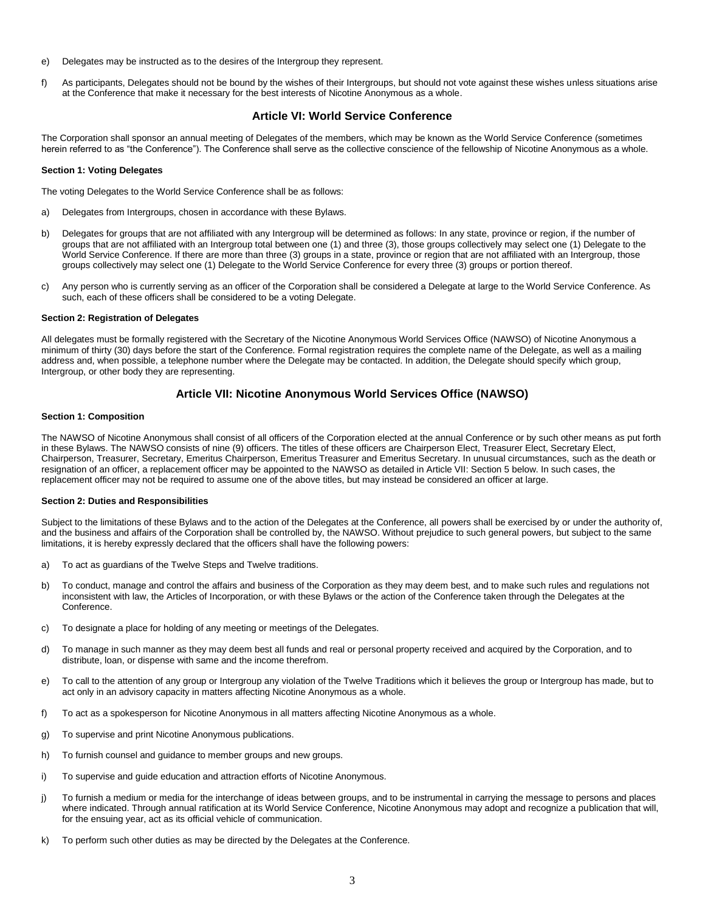e) Delegates may be instructed as to the desires of the Intergroup they represent.

f) As participants, Delegates should not be bound by the wishes of their Intergroups, but should not vote against these wishes unless situations arise at the Conference that make it necessary for the best interests of Nicotine Anonymous as a whole.

## Article VI: World Service Conference

The Corporation shall sponsor an annual meeting of Delegates of the members, which may be known as the World Service Conference (sometimes herein referred to as "the Conference"). The Conference shall serve as the collective conscience of the fellowship of Nicotine Anonymous as a whole.

### Section 1: Voting Delegates

The voting Delegates to the World Service Conference shall be as follows:

a) Delegates from Intergroups, chosen in accordance with these Bylaws.

b) Delegates for groups that are not affiliated with any Intergroup will be determined as follows: In any state, province or region, if the number of groups that are not affiliated with an Intergroup total between one (1) and three (3), those groups collectively may select one (1) Delegate to the World Service Conference. If there are more than three (3) groups in a state, province or region that are not affiliated with an Intergroup, those groups collectively may select one (1) Delegate to the World Service Conference for every three (3) groups or portion thereof.

c) Any person who is currently serving as an officer of the Corporation shall be considered a Delegate at large to the World Service Conference. As such, each of these officers shall be considered to be a voting Delegate.

### Section 2: Registration of Delegates

All delegates must be formally registered with the Secretary of the Nicotine Anonymous World Services Office (NAWSO) of Nicotine Anonymous a minimum of thirty (30) days before the start of the Conference. Formal registration requires the complete name of the Delegate, as well as a mailing address and, when possible, a telephone number where the Delegate may be contacted. In addition, the Delegate should specify which group, Intergroup, or other body they are representing.

## Article VII: Nicotine Anonymous World Services Office (NAWSO)

### Section 1: Composition

The NAWSO of Nicotine Anonymous shall consist of all officers of the Corporation elected at the annual Conference or by such other means as put forth in these Bylaws. The NAWSO consists of nine (9) officers. The titles of these officers are Chairperson Elect, Treasurer Elect, Secretary Elect, Chairperson, Treasurer, Secretary, Emeritus Chairperson, Emeritus Treasurer and Emeritus Secretary. In unusual circumstances, such as the death or resignation of an officer, a replacement officer may be appointed to the NAWSO as detailed in Article VII: Section 5 below. In such cases, the replacement officer may not be required to assume one of the above titles, but may instead be considered an officer at large.

### Section 2: Duties and Responsibilities

Subject to the limitations of these Bylaws and to the action of the Delegates at the Conference, all powers shall be exercised by or under the authority of, and the business and affairs of the Corporation shall be controlled by, the NAWSO. Without prejudice to such general powers, but subject to the same limitations, it is hereby expressly declared that the officers shall have the following powers:

a) To act as guardians of the Twelve Steps and Twelve traditions.

b) To conduct, manage and control the affairs and business of the Corporation as they may deem best, and to make such rules and regulations not inconsistent with law, the Articles of Incorporation, or with these Bylaws or the action of the Conference taken through the Delegates at the Conference.

c) To designate a place for holding of any meeting or meetings of the Delegates.

d) To manage in such manner as they may deem best all funds and real or personal property received and acquired by the Corporation, and to distribute, loan, or dispense with same and the income therefrom.

e) To call to the attention of any group or Intergroup any violation of the Twelve Traditions which it believes the group or Intergroup has made, but to act only in an advisory capacity in matters affecting Nicotine Anonymous as a whole.

f) To act as a spokesperson for Nicotine Anonymous in all matters affecting Nicotine Anonymous as a whole.

g) To supervise and print Nicotine Anonymous publications.

h) To furnish counsel and guidance to member groups and new groups.

i) To supervise and guide education and attraction efforts of Nicotine Anonymous.

j) To furnish a medium or media for the interchange of ideas between groups, and to be instrumental in carrying the message to persons and places where indicated. Through annual ratification at its World Service Conference, Nicotine Anonymous may adopt and recognize a publication that will, for the ensuing year, act as its official vehicle of communication.

k) To perform such other duties as may be directed by the Delegates at the Conference.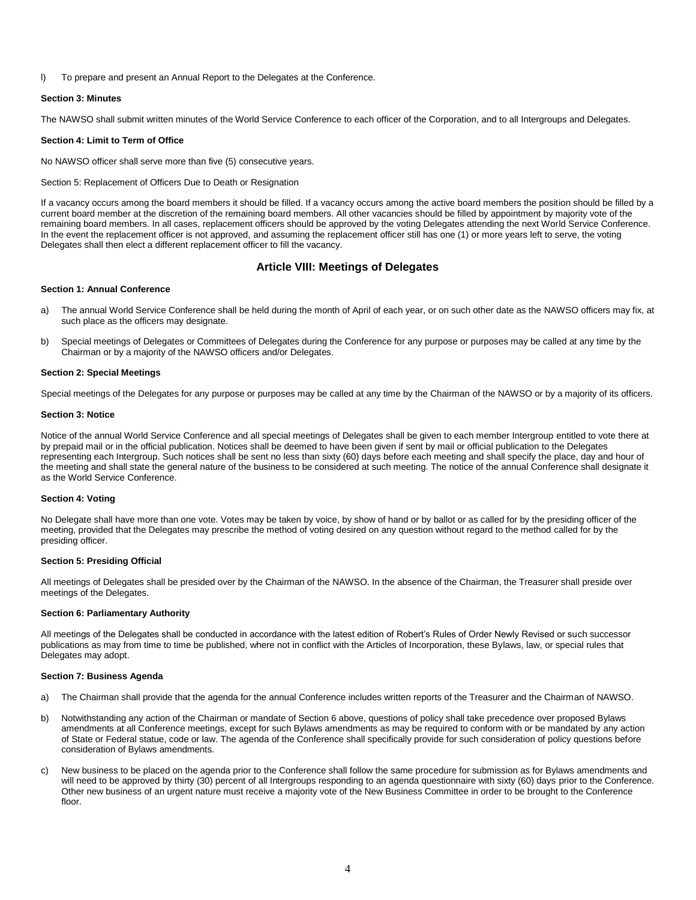l) To prepare and present an Annual Report to the Delegates at the Conference.

**Section 3: Minutes**

The NAWSO shall submit written minutes of the World Service Conference to each officer of the Corporation, and to all Intergroups and Delegates.

**Section 4: Limit to Term of Office**

No NAWSO officer shall serve more than five (5) consecutive years.

Section 5: Replacement of Officers Due to Death or Resignation

If a vacancy occurs among the board members it should be filled. If a vacancy occurs among the active board members the position should be filled by a current board member at the discretion of the remaining board members. All other vacancies should be filled by appointment by majority vote of the remaining board members. In all cases, replacement officers should be approved by the voting Delegates attending the next World Service Conference. In the event the replacement officer is not approved, and assuming the replacement officer still has one (1) or more years left to serve, the voting Delegates shall then elect a different replacement officer to fill the vacancy.

## Article VIII: Meetings of Delegates

**Section 1: Annual Conference**

a) The annual World Service Conference shall be held during the month of April of each year, or on such other date as the NAWSO officers may fix, at such place as the officers may designate.

b) Special meetings of Delegates or Committees of Delegates during the Conference for any purpose or purposes may be called at any time by the Chairman or by a majority of the NAWSO officers and/or Delegates.

**Section 2: Special Meetings**

Special meetings of the Delegates for any purpose or purposes may be called at any time by the Chairman of the NAWSO or by a majority of its officers.

**Section 3: Notice**

Notice of the annual World Service Conference and all special meetings of Delegates shall be given to each member Intergroup entitled to vote there at by prepaid mail or in the official publication. Notices shall be deemed to have been given if sent by mail or official publication to the Delegates representing each Intergroup. Such notices shall be sent no less than sixty (60) days before each meeting and shall specify the place, day and hour of the meeting and shall state the general nature of the business to be considered at such meeting. The notice of the annual Conference shall designate it as the World Service Conference.

**Section 4: Voting**

No Delegate shall have more than one vote. Votes may be taken by voice, by show of hand or by ballot or as called for by the presiding officer of the meeting, provided that the Delegates may prescribe the method of voting desired on any question without regard to the method called for by the presiding officer.

**Section 5: Presiding Official**

All meetings of Delegates shall be presided over by the Chairman of the NAWSO. In the absence of the Chairman, the Treasurer shall preside over meetings of the Delegates.

**Section 6: Parliamentary Authority**

All meetings of the Delegates shall be conducted in accordance with the latest edition of Robert's Rules of Order Newly Revised or such successor publications as may from time to time be published, where not in conflict with the Articles of Incorporation, these Bylaws, law, or special rules that Delegates may adopt.

**Section 7: Business Agenda**

a) The Chairman shall provide that the agenda for the annual Conference includes written reports of the Treasurer and the Chairman of NAWSO.

b) Notwithstanding any action of the Chairman or mandate of Section 6 above, questions of policy shall take precedence over proposed Bylaws amendments at all Conference meetings, except for such Bylaws amendments as may be required to conform with or be mandated by any action of State or Federal statue, code or law. The agenda of the Conference shall specifically provide for such consideration of policy questions before consideration of Bylaws amendments.

c) New business to be placed on the agenda prior to the Conference shall follow the same procedure for submission as for Bylaws amendments and will need to be approved by thirty (30) percent of all Intergroups responding to an agenda questionnaire with sixty (60) days prior to the Conference. Other new business of an urgent nature must receive a majority vote of the New Business Committee in order to be brought to the Conference floor.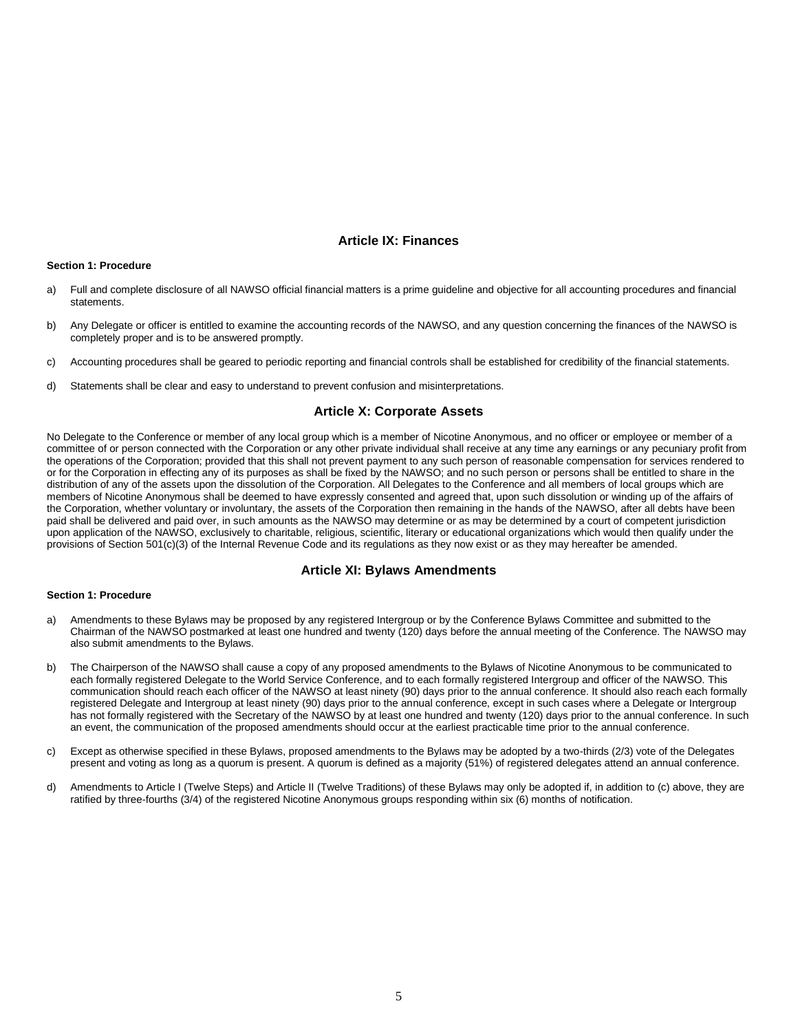## Article IX: Finances

**Section 1: Procedure**

a) Full and complete disclosure of all NAWSO official financial matters is a prime guideline and objective for all accounting procedures and financial statements.

b) Any Delegate or officer is entitled to examine the accounting records of the NAWSO, and any question concerning the finances of the NAWSO is completely proper and is to be answered promptly.

c) Accounting procedures shall be geared to periodic reporting and financial controls shall be established for credibility of the financial statements.

d) Statements shall be clear and easy to understand to prevent confusion and misinterpretations.

## Article X: Corporate Assets

No Delegate to the Conference or member of any local group which is a member of Nicotine Anonymous, and no officer or employee or member of a committee of or person connected with the Corporation or any other private individual shall receive at any time any earnings or any pecuniary profit from the operations of the Corporation; provided that this shall not prevent payment to any such person of reasonable compensation for services rendered to or for the Corporation in effecting any of its purposes as shall be fixed by the NAWSO; and no such person or persons shall be entitled to share in the distribution of any of the assets upon the dissolution of the Corporation. All Delegates to the Conference and all members of local groups which are members of Nicotine Anonymous shall be deemed to have expressly consented and agreed that, upon such dissolution or winding up of the affairs of the Corporation, whether voluntary or involuntary, the assets of the Corporation then remaining in the hands of the NAWSO, after all debts have been paid shall be delivered and paid over, in such amounts as the NAWSO may determine or as may be determined by a court of competent jurisdiction upon application of the NAWSO, exclusively to charitable, religious, scientific, literary or educational organizations which would then qualify under the provisions of Section 501(c)(3) of the Internal Revenue Code and its regulations as they now exist or as they may hereafter be amended.

## Article XI: Bylaws Amendments

**Section 1: Procedure**

a) Amendments to these Bylaws may be proposed by any registered Intergroup or by the Conference Bylaws Committee and submitted to the Chairman of the NAWSO postmarked at least one hundred and twenty (120) days before the annual meeting of the Conference. The NAWSO may also submit amendments to the Bylaws.

b) The Chairperson of the NAWSO shall cause a copy of any proposed amendments to the Bylaws of Nicotine Anonymous to be communicated to each formally registered Delegate to the World Service Conference, and to each formally registered Intergroup and officer of the NAWSO. This communication should reach each officer of the NAWSO at least ninety (90) days prior to the annual conference. It should also reach each formally registered Delegate and Intergroup at least ninety (90) days prior to the annual conference, except in such cases where a Delegate or Intergroup has not formally registered with the Secretary of the NAWSO by at least one hundred and twenty (120) days prior to the annual conference. In such an event, the communication of the proposed amendments should occur at the earliest practicable time prior to the annual conference.

c) Except as otherwise specified in these Bylaws, proposed amendments to the Bylaws may be adopted by a two-thirds (2/3) vote of the Delegates present and voting as long as a quorum is present. A quorum is defined as a majority (51%) of registered delegates attend an annual conference.

d) Amendments to Article I (Twelve Steps) and Article II (Twelve Traditions) of these Bylaws may only be adopted if, in addition to (c) above, they are ratified by three-fourths (3/4) of the registered Nicotine Anonymous groups responding within six (6) months of notification.